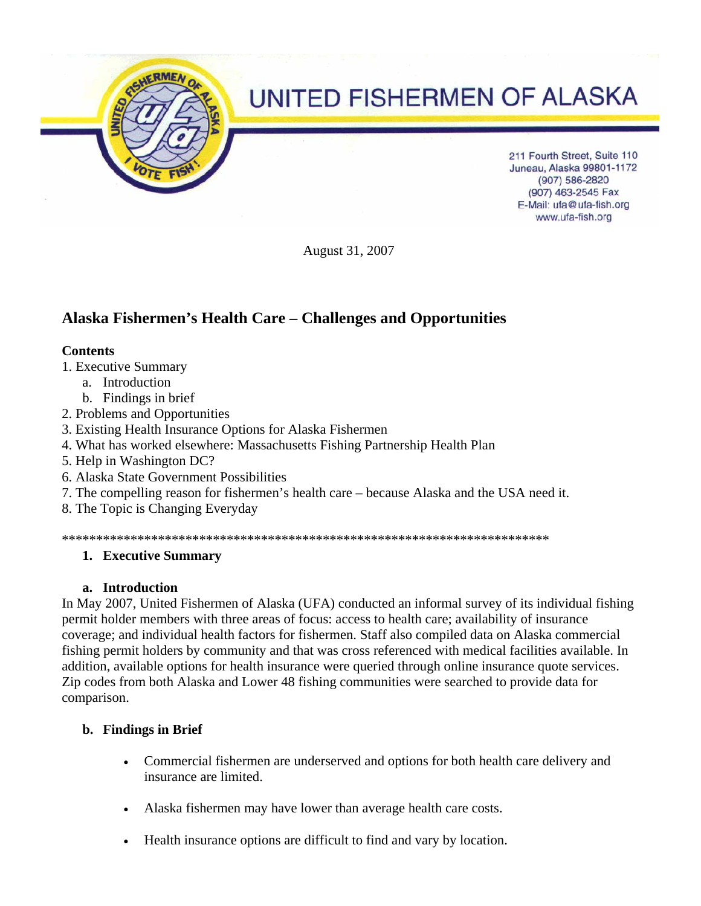# UNITED FISHERMEN OF ALASKA

211 Fourth Street, Suite 110
Juneau, Alaska 99801-1172
(907) 586-2820
(907) 463-2545 Fax
E-Mail: ufa@ufa-fish.org
www.ufa-fish.org

August 31, 2007

## Alaska Fishermen's Health Care – Challenges and Opportunities

**Contents**

1. Executive Summary
   a. Introduction
   b. Findings in brief
2. Problems and Opportunities
3. Existing Health Insurance Options for Alaska Fishermen
4. What has worked elsewhere: Massachusetts Fishing Partnership Health Plan
5. Help in Washington DC?
6. Alaska State Government Possibilities
7. The compelling reason for fishermen's health care – because Alaska and the USA need it.
8. The Topic is Changing Everyday

************************************************************************

### 1. Executive Summary

#### a. Introduction

In May 2007, United Fishermen of Alaska (UFA) conducted an informal survey of its individual fishing permit holder members with three areas of focus: access to health care; availability of insurance coverage; and individual health factors for fishermen. Staff also compiled data on Alaska commercial fishing permit holders by community and that was cross referenced with medical facilities available. In addition, available options for health insurance were queried through online insurance quote services. Zip codes from both Alaska and Lower 48 fishing communities were searched to provide data for comparison.

#### b. Findings in Brief

- Commercial fishermen are underserved and options for both health care delivery and insurance are limited.
- Alaska fishermen may have lower than average health care costs.
- Health insurance options are difficult to find and vary by location.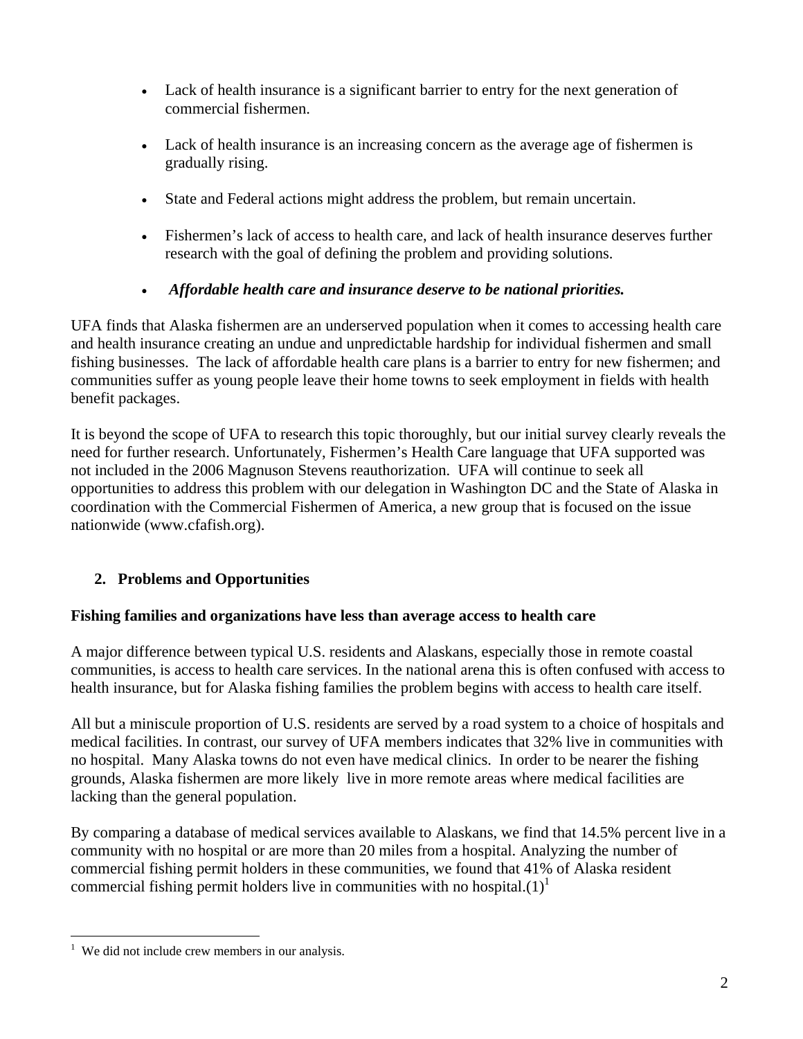- Lack of health insurance is a significant barrier to entry for the next generation of commercial fishermen.
- Lack of health insurance is an increasing concern as the average age of fishermen is gradually rising.
- State and Federal actions might address the problem, but remain uncertain.
- Fishermen's lack of access to health care, and lack of health insurance deserves further research with the goal of defining the problem and providing solutions.
- ***Affordable health care and insurance deserve to be national priorities.***

UFA finds that Alaska fishermen are an underserved population when it comes to accessing health care and health insurance creating an undue and unpredictable hardship for individual fishermen and small fishing businesses. The lack of affordable health care plans is a barrier to entry for new fishermen; and communities suffer as young people leave their home towns to seek employment in fields with health benefit packages.

It is beyond the scope of UFA to research this topic thoroughly, but our initial survey clearly reveals the need for further research. Unfortunately, Fishermen's Health Care language that UFA supported was not included in the 2006 Magnuson Stevens reauthorization. UFA will continue to seek all opportunities to address this problem with our delegation in Washington DC and the State of Alaska in coordination with the Commercial Fishermen of America, a new group that is focused on the issue nationwide (www.cfafish.org).

## 2. Problems and Opportunities

**Fishing families and organizations have less than average access to health care**

A major difference between typical U.S. residents and Alaskans, especially those in remote coastal communities, is access to health care services. In the national arena this is often confused with access to health insurance, but for Alaska fishing families the problem begins with access to health care itself.

All but a miniscule proportion of U.S. residents are served by a road system to a choice of hospitals and medical facilities. In contrast, our survey of UFA members indicates that 32% live in communities with no hospital. Many Alaska towns do not even have medical clinics. In order to be nearer the fishing grounds, Alaska fishermen are more likely live in more remote areas where medical facilities are lacking than the general population.

By comparing a database of medical services available to Alaskans, we find that 14.5% percent live in a community with no hospital or are more than 20 miles from a hospital. Analyzing the number of commercial fishing permit holders in these communities, we found that 41% of Alaska resident commercial fishing permit holders live in communities with no hospital.(1)[1]

[1] We did not include crew members in our analysis.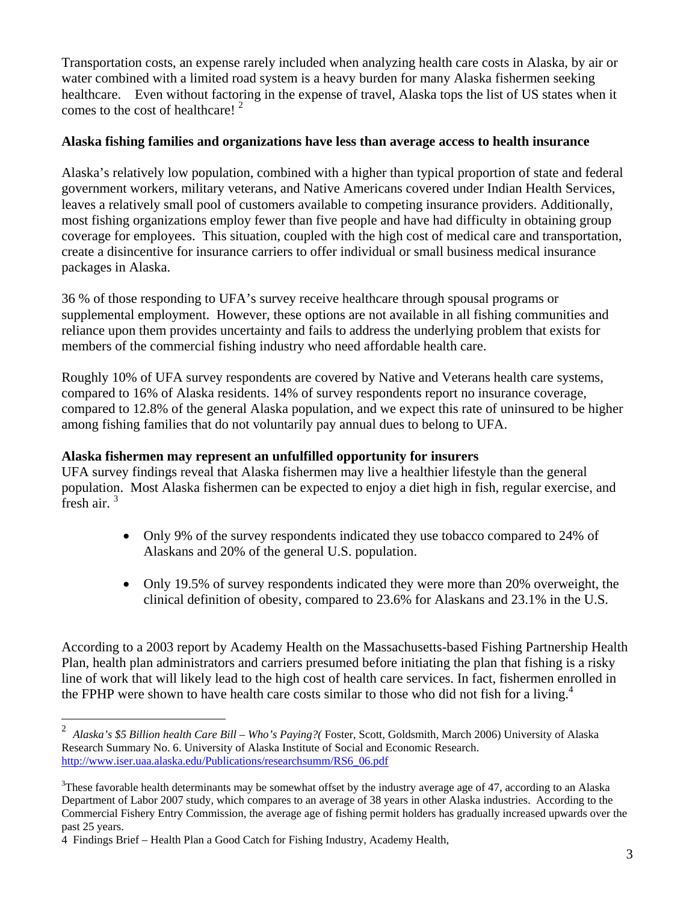Transportation costs, an expense rarely included when analyzing health care costs in Alaska, by air or water combined with a limited road system is a heavy burden for many Alaska fishermen seeking healthcare. Even without factoring in the expense of travel, Alaska tops the list of US states when it comes to the cost of healthcare! [2]

**Alaska fishing families and organizations have less than average access to health insurance**

Alaska's relatively low population, combined with a higher than typical proportion of state and federal government workers, military veterans, and Native Americans covered under Indian Health Services, leaves a relatively small pool of customers available to competing insurance providers. Additionally, most fishing organizations employ fewer than five people and have had difficulty in obtaining group coverage for employees. This situation, coupled with the high cost of medical care and transportation, create a disincentive for insurance carriers to offer individual or small business medical insurance packages in Alaska.

36 % of those responding to UFA's survey receive healthcare through spousal programs or supplemental employment. However, these options are not available in all fishing communities and reliance upon them provides uncertainty and fails to address the underlying problem that exists for members of the commercial fishing industry who need affordable health care.

Roughly 10% of UFA survey respondents are covered by Native and Veterans health care systems, compared to 16% of Alaska residents. 14% of survey respondents report no insurance coverage, compared to 12.8% of the general Alaska population, and we expect this rate of uninsured to be higher among fishing families that do not voluntarily pay annual dues to belong to UFA.

**Alaska fishermen may represent an unfulfilled opportunity for insurers**

UFA survey findings reveal that Alaska fishermen may live a healthier lifestyle than the general population. Most Alaska fishermen can be expected to enjoy a diet high in fish, regular exercise, and fresh air. [3]

- Only 9% of the survey respondents indicated they use tobacco compared to 24% of Alaskans and 20% of the general U.S. population.
- Only 19.5% of survey respondents indicated they were more than 20% overweight, the clinical definition of obesity, compared to 23.6% for Alaskans and 23.1% in the U.S.

According to a 2003 report by Academy Health on the Massachusetts-based Fishing Partnership Health Plan, health plan administrators and carriers presumed before initiating the plan that fishing is a risky line of work that will likely lead to the high cost of health care services. In fact, fishermen enrolled in the FPHP were shown to have health care costs similar to those who did not fish for a living.[4]

---

[2] *Alaska's $5 Billion health Care Bill – Who's Paying?(* Foster, Scott, Goldsmith, March 2006) University of Alaska Research Summary No. 6. University of Alaska Institute of Social and Economic Research. http://www.iser.uaa.alaska.edu/Publications/researchsumm/RS6_06.pdf

[3] These favorable health determinants may be somewhat offset by the industry average age of 47, according to an Alaska Department of Labor 2007 study, which compares to an average of 38 years in other Alaska industries. According to the Commercial Fishery Entry Commission, the average age of fishing permit holders has gradually increased upwards over the past 25 years.

[4] Findings Brief – Health Plan a Good Catch for Fishing Industry, Academy Health,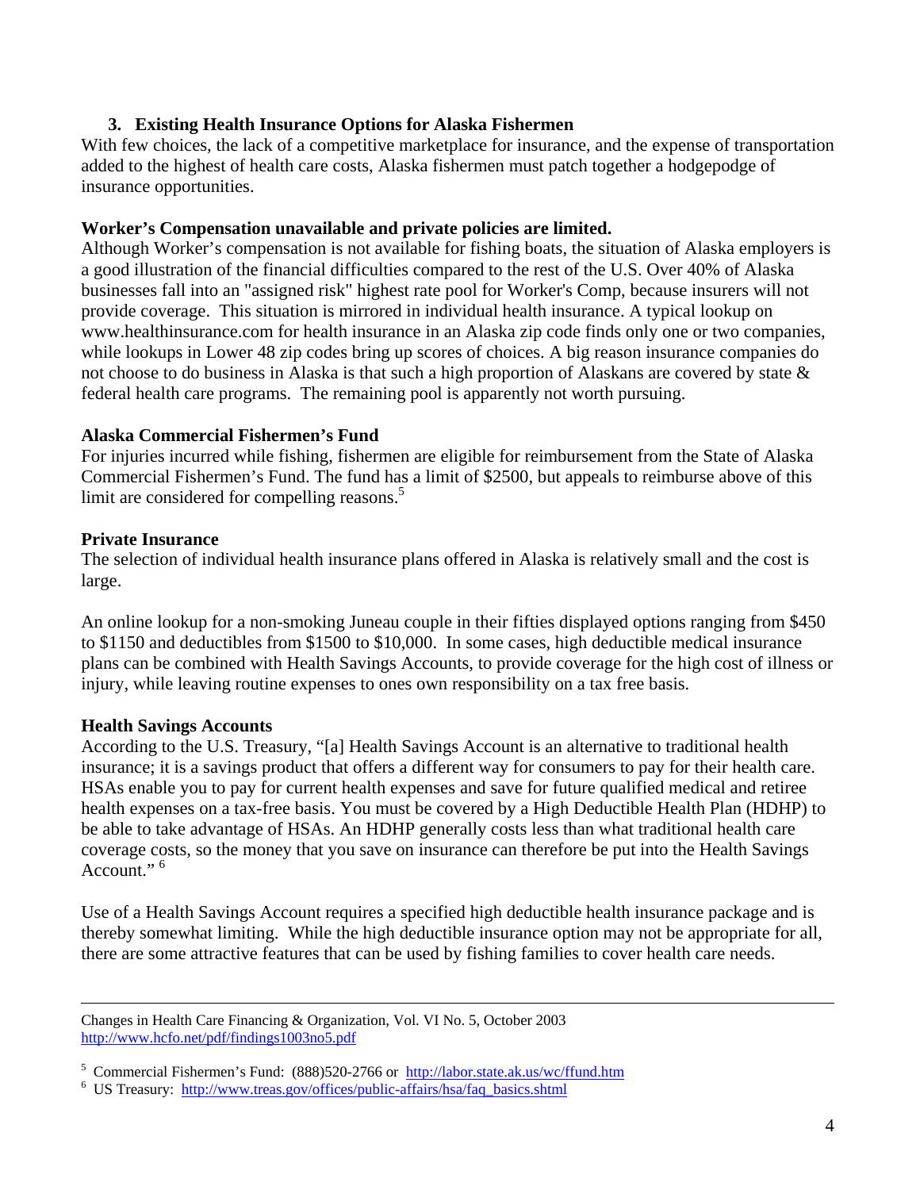## 3. Existing Health Insurance Options for Alaska Fishermen

With few choices, the lack of a competitive marketplace for insurance, and the expense of transportation added to the highest of health care costs, Alaska fishermen must patch together a hodgepodge of insurance opportunities.

**Worker's Compensation unavailable and private policies are limited.**

Although Worker's compensation is not available for fishing boats, the situation of Alaska employers is a good illustration of the financial difficulties compared to the rest of the U.S. Over 40% of Alaska businesses fall into an "assigned risk" highest rate pool for Worker's Comp, because insurers will not provide coverage. This situation is mirrored in individual health insurance. A typical lookup on www.healthinsurance.com for health insurance in an Alaska zip code finds only one or two companies, while lookups in Lower 48 zip codes bring up scores of choices. A big reason insurance companies do not choose to do business in Alaska is that such a high proportion of Alaskans are covered by state & federal health care programs. The remaining pool is apparently not worth pursuing.

**Alaska Commercial Fishermen's Fund**

For injuries incurred while fishing, fishermen are eligible for reimbursement from the State of Alaska Commercial Fishermen's Fund. The fund has a limit of $2500, but appeals to reimburse above of this limit are considered for compelling reasons.[5]

**Private Insurance**

The selection of individual health insurance plans offered in Alaska is relatively small and the cost is large.

An online lookup for a non-smoking Juneau couple in their fifties displayed options ranging from $450 to $1150 and deductibles from $1500 to $10,000. In some cases, high deductible medical insurance plans can be combined with Health Savings Accounts, to provide coverage for the high cost of illness or injury, while leaving routine expenses to ones own responsibility on a tax free basis.

**Health Savings Accounts**

According to the U.S. Treasury, "[a] Health Savings Account is an alternative to traditional health insurance; it is a savings product that offers a different way for consumers to pay for their health care. HSAs enable you to pay for current health expenses and save for future qualified medical and retiree health expenses on a tax-free basis. You must be covered by a High Deductible Health Plan (HDHP) to be able to take advantage of HSAs. An HDHP generally costs less than what traditional health care coverage costs, so the money that you save on insurance can therefore be put into the Health Savings Account." [6]

Use of a Health Savings Account requires a specified high deductible health insurance package and is thereby somewhat limiting. While the high deductible insurance option may not be appropriate for all, there are some attractive features that can be used by fishing families to cover health care needs.

---

Changes in Health Care Financing & Organization, Vol. VI No. 5, October 2003
http://www.hcfo.net/pdf/findings1003no5.pdf

[5] Commercial Fishermen's Fund: (888)520-2766 or http://labor.state.ak.us/wc/ffund.htm

[6] US Treasury: http://www.treas.gov/offices/public-affairs/hsa/faq_basics.shtml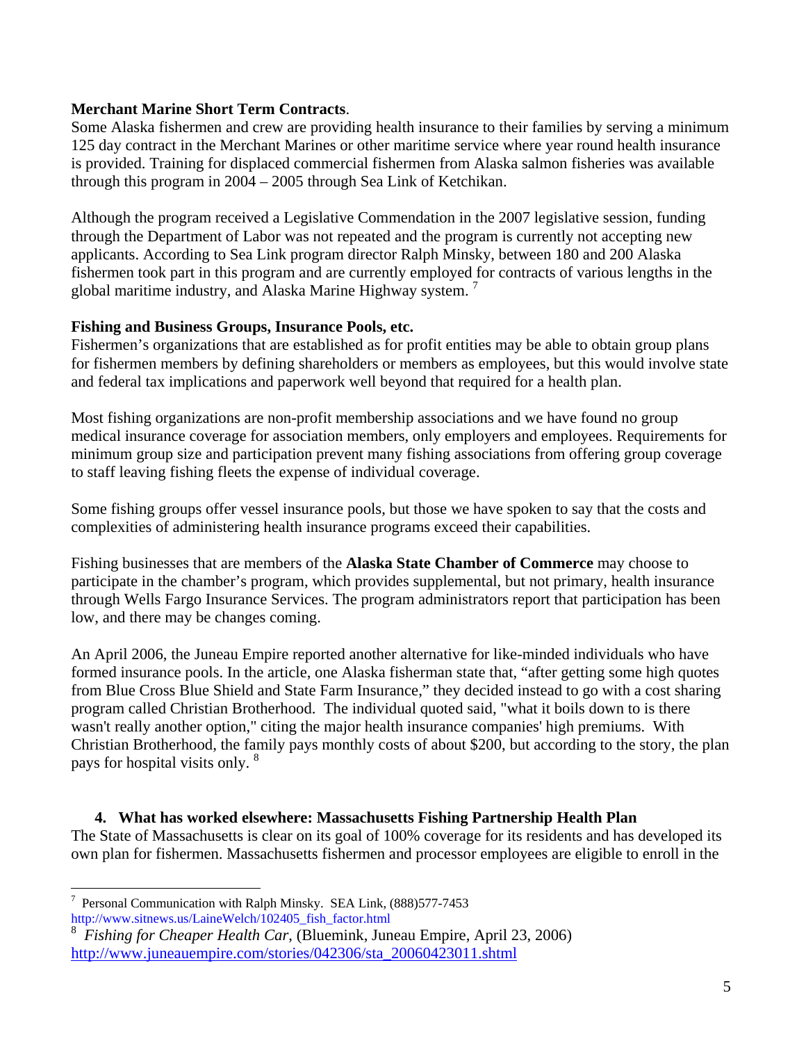**Merchant Marine Short Term Contracts**.

Some Alaska fishermen and crew are providing health insurance to their families by serving a minimum 125 day contract in the Merchant Marines or other maritime service where year round health insurance is provided. Training for displaced commercial fishermen from Alaska salmon fisheries was available through this program in 2004 – 2005 through Sea Link of Ketchikan.

Although the program received a Legislative Commendation in the 2007 legislative session, funding through the Department of Labor was not repeated and the program is currently not accepting new applicants. According to Sea Link program director Ralph Minsky, between 180 and 200 Alaska fishermen took part in this program and are currently employed for contracts of various lengths in the global maritime industry, and Alaska Marine Highway system. [7]

**Fishing and Business Groups, Insurance Pools, etc.**

Fishermen's organizations that are established as for profit entities may be able to obtain group plans for fishermen members by defining shareholders or members as employees, but this would involve state and federal tax implications and paperwork well beyond that required for a health plan.

Most fishing organizations are non-profit membership associations and we have found no group medical insurance coverage for association members, only employers and employees. Requirements for minimum group size and participation prevent many fishing associations from offering group coverage to staff leaving fishing fleets the expense of individual coverage.

Some fishing groups offer vessel insurance pools, but those we have spoken to say that the costs and complexities of administering health insurance programs exceed their capabilities.

Fishing businesses that are members of the **Alaska State Chamber of Commerce** may choose to participate in the chamber's program, which provides supplemental, but not primary, health insurance through Wells Fargo Insurance Services. The program administrators report that participation has been low, and there may be changes coming.

An April 2006, the Juneau Empire reported another alternative for like-minded individuals who have formed insurance pools. In the article, one Alaska fisherman state that, "after getting some high quotes from Blue Cross Blue Shield and State Farm Insurance," they decided instead to go with a cost sharing program called Christian Brotherhood. The individual quoted said, "what it boils down to is there wasn't really another option," citing the major health insurance companies' high premiums. With Christian Brotherhood, the family pays monthly costs of about $200, but according to the story, the plan pays for hospital visits only. [8]

4. **What has worked elsewhere: Massachusetts Fishing Partnership Health Plan**

The State of Massachusetts is clear on its goal of 100% coverage for its residents and has developed its own plan for fishermen. Massachusetts fishermen and processor employees are eligible to enroll in the

---

[7] Personal Communication with Ralph Minsky. SEA Link, (888)577-7453 http://www.sitnews.us/LaineWelch/102405_fish_factor.html

[8] *Fishing for Cheaper Health Car*, (Bluemink, Juneau Empire, April 23, 2006) http://www.juneauempire.com/stories/042306/sta_20060423011.shtml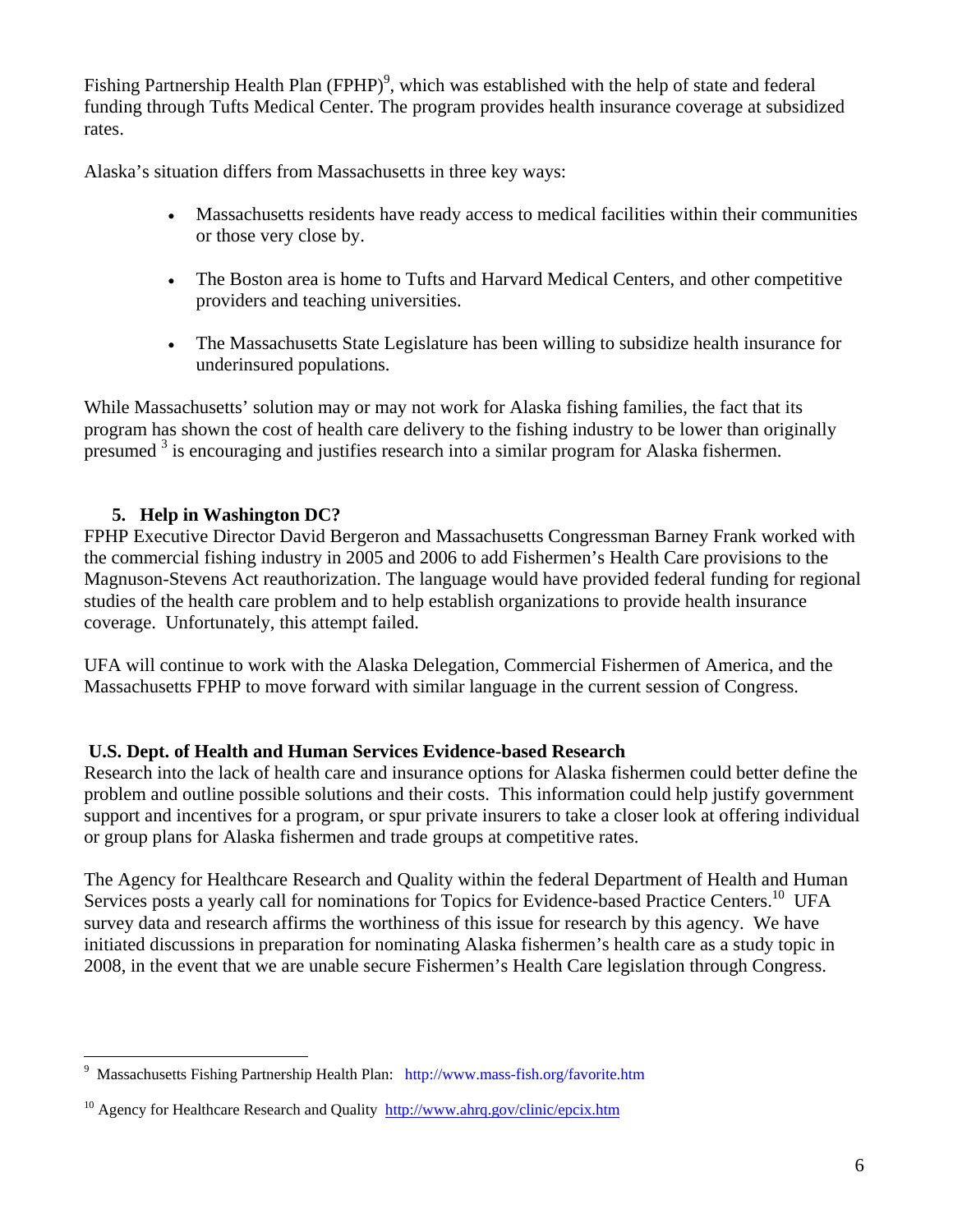Fishing Partnership Health Plan (FPHP)[9], which was established with the help of state and federal funding through Tufts Medical Center. The program provides health insurance coverage at subsidized rates.

Alaska's situation differs from Massachusetts in three key ways:

- Massachusetts residents have ready access to medical facilities within their communities or those very close by.
- The Boston area is home to Tufts and Harvard Medical Centers, and other competitive providers and teaching universities.
- The Massachusetts State Legislature has been willing to subsidize health insurance for underinsured populations.

While Massachusetts' solution may or may not work for Alaska fishing families, the fact that its program has shown the cost of health care delivery to the fishing industry to be lower than originally presumed [3] is encouraging and justifies research into a similar program for Alaska fishermen.

**5. Help in Washington DC?**

FPHP Executive Director David Bergeron and Massachusetts Congressman Barney Frank worked with the commercial fishing industry in 2005 and 2006 to add Fishermen's Health Care provisions to the Magnuson-Stevens Act reauthorization. The language would have provided federal funding for regional studies of the health care problem and to help establish organizations to provide health insurance coverage. Unfortunately, this attempt failed.

UFA will continue to work with the Alaska Delegation, Commercial Fishermen of America, and the Massachusetts FPHP to move forward with similar language in the current session of Congress.

**U.S. Dept. of Health and Human Services Evidence-based Research**

Research into the lack of health care and insurance options for Alaska fishermen could better define the problem and outline possible solutions and their costs. This information could help justify government support and incentives for a program, or spur private insurers to take a closer look at offering individual or group plans for Alaska fishermen and trade groups at competitive rates.

The Agency for Healthcare Research and Quality within the federal Department of Health and Human Services posts a yearly call for nominations for Topics for Evidence-based Practice Centers.[10] UFA survey data and research affirms the worthiness of this issue for research by this agency. We have initiated discussions in preparation for nominating Alaska fishermen's health care as a study topic in 2008, in the event that we are unable secure Fishermen's Health Care legislation through Congress.

---

[9] Massachusetts Fishing Partnership Health Plan: http://www.mass-fish.org/favorite.htm

[10] Agency for Healthcare Research and Quality http://www.ahrq.gov/clinic/epcix.htm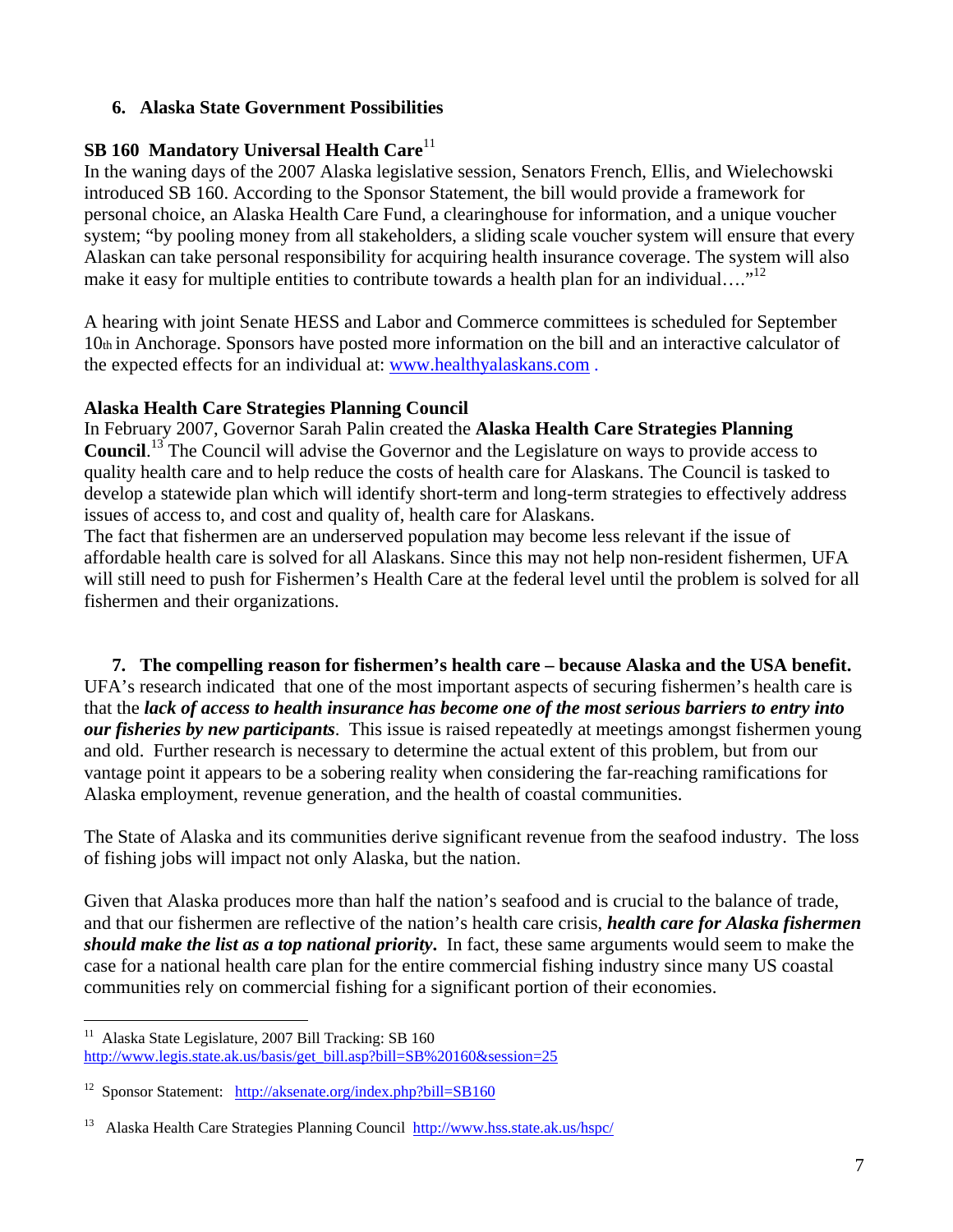## 6. Alaska State Government Possibilities

### SB 160 Mandatory Universal Health Care[11]

In the waning days of the 2007 Alaska legislative session, Senators French, Ellis, and Wielechowski introduced SB 160. According to the Sponsor Statement, the bill would provide a framework for personal choice, an Alaska Health Care Fund, a clearinghouse for information, and a unique voucher system; "by pooling money from all stakeholders, a sliding scale voucher system will ensure that every Alaskan can take personal responsibility for acquiring health insurance coverage. The system will also make it easy for multiple entities to contribute towards a health plan for an individual…."[12]

A hearing with joint Senate HESS and Labor and Commerce committees is scheduled for September 10th in Anchorage. Sponsors have posted more information on the bill and an interactive calculator of the expected effects for an individual at: www.healthyalaskans.com .

### Alaska Health Care Strategies Planning Council

In February 2007, Governor Sarah Palin created the **Alaska Health Care Strategies Planning Council**.[13] The Council will advise the Governor and the Legislature on ways to provide access to quality health care and to help reduce the costs of health care for Alaskans. The Council is tasked to develop a statewide plan which will identify short-term and long-term strategies to effectively address issues of access to, and cost and quality of, health care for Alaskans.

The fact that fishermen are an underserved population may become less relevant if the issue of affordable health care is solved for all Alaskans. Since this may not help non-resident fishermen, UFA will still need to push for Fishermen's Health Care at the federal level until the problem is solved for all fishermen and their organizations.

## 7. The compelling reason for fishermen's health care – because Alaska and the USA benefit.

UFA's research indicated that one of the most important aspects of securing fishermen's health care is that the ***lack of access to health insurance has become one of the most serious barriers to entry into our fisheries by new participants***. This issue is raised repeatedly at meetings amongst fishermen young and old. Further research is necessary to determine the actual extent of this problem, but from our vantage point it appears to be a sobering reality when considering the far-reaching ramifications for Alaska employment, revenue generation, and the health of coastal communities.

The State of Alaska and its communities derive significant revenue from the seafood industry. The loss of fishing jobs will impact not only Alaska, but the nation.

Given that Alaska produces more than half the nation's seafood and is crucial to the balance of trade, and that our fishermen are reflective of the nation's health care crisis, ***health care for Alaska fishermen should make the list as a top national priority*.** In fact, these same arguments would seem to make the case for a national health care plan for the entire commercial fishing industry since many US coastal communities rely on commercial fishing for a significant portion of their economies.

---

[11] Alaska State Legislature, 2007 Bill Tracking: SB 160 http://www.legis.state.ak.us/basis/get_bill.asp?bill=SB%20160&session=25

[12] Sponsor Statement: http://aksenate.org/index.php?bill=SB160

[13] Alaska Health Care Strategies Planning Council http://www.hss.state.ak.us/hspc/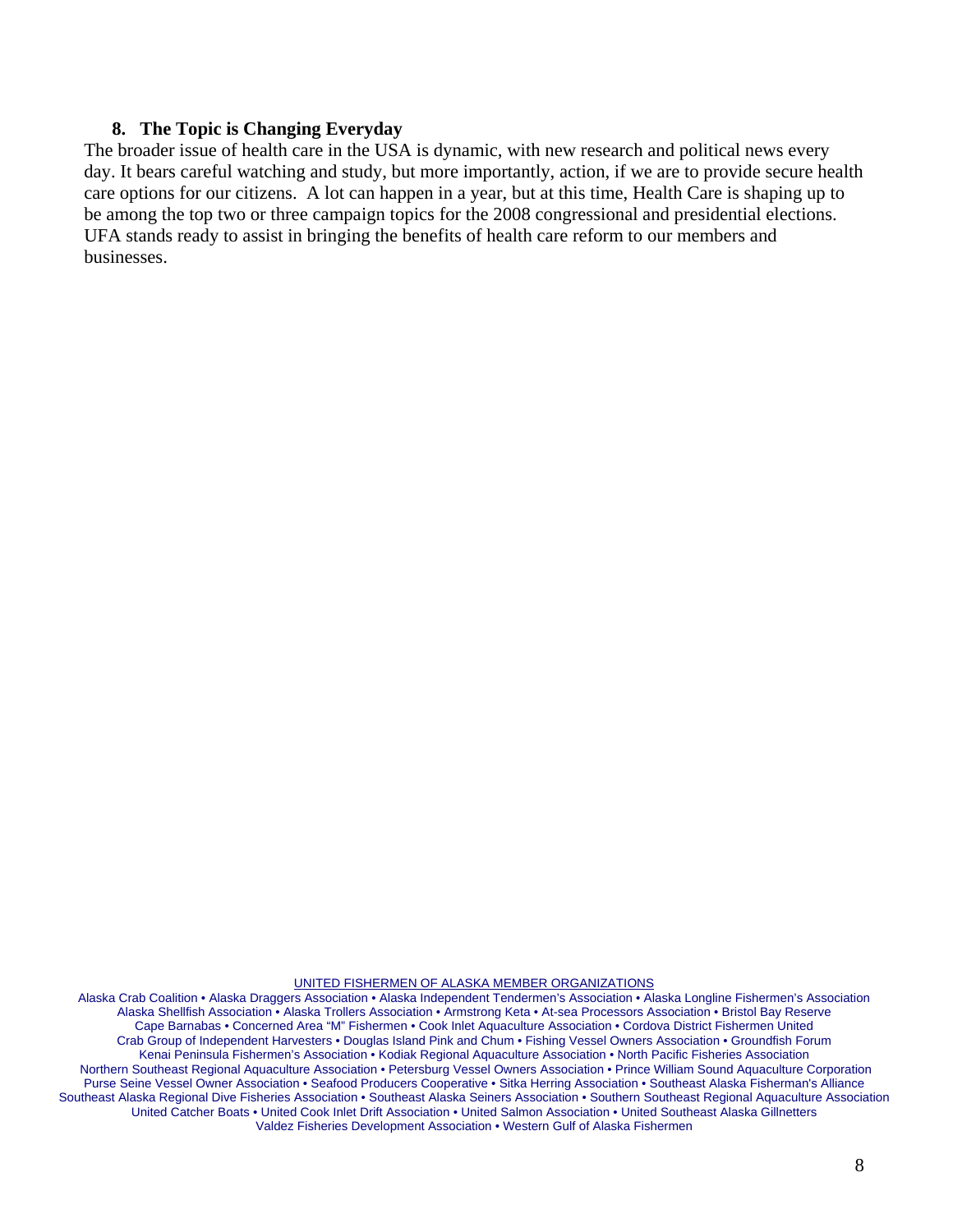## 8. The Topic is Changing Everyday

The broader issue of health care in the USA is dynamic, with new research and political news every day. It bears careful watching and study, but more importantly, action, if we are to provide secure health care options for our citizens. A lot can happen in a year, but at this time, Health Care is shaping up to be among the top two or three campaign topics for the 2008 congressional and presidential elections. UFA stands ready to assist in bringing the benefits of health care reform to our members and businesses.

UNITED FISHERMEN OF ALASKA MEMBER ORGANIZATIONS

Alaska Crab Coalition • Alaska Draggers Association • Alaska Independent Tendermen's Association • Alaska Longline Fishermen's Association
Alaska Shellfish Association • Alaska Trollers Association • Armstrong Keta • At-sea Processors Association • Bristol Bay Reserve
Cape Barnabas • Concerned Area "M" Fishermen • Cook Inlet Aquaculture Association • Cordova District Fishermen United
Crab Group of Independent Harvesters • Douglas Island Pink and Chum • Fishing Vessel Owners Association • Groundfish Forum
Kenai Peninsula Fishermen's Association • Kodiak Regional Aquaculture Association • North Pacific Fisheries Association
Northern Southeast Regional Aquaculture Association • Petersburg Vessel Owners Association • Prince William Sound Aquaculture Corporation
Purse Seine Vessel Owner Association • Seafood Producers Cooperative • Sitka Herring Association • Southeast Alaska Fisherman's Alliance
Southeast Alaska Regional Dive Fisheries Association • Southeast Alaska Seiners Association • Southern Southeast Regional Aquaculture Association
United Catcher Boats • United Cook Inlet Drift Association • United Salmon Association • United Southeast Alaska Gillnetters
Valdez Fisheries Development Association • Western Gulf of Alaska Fishermen